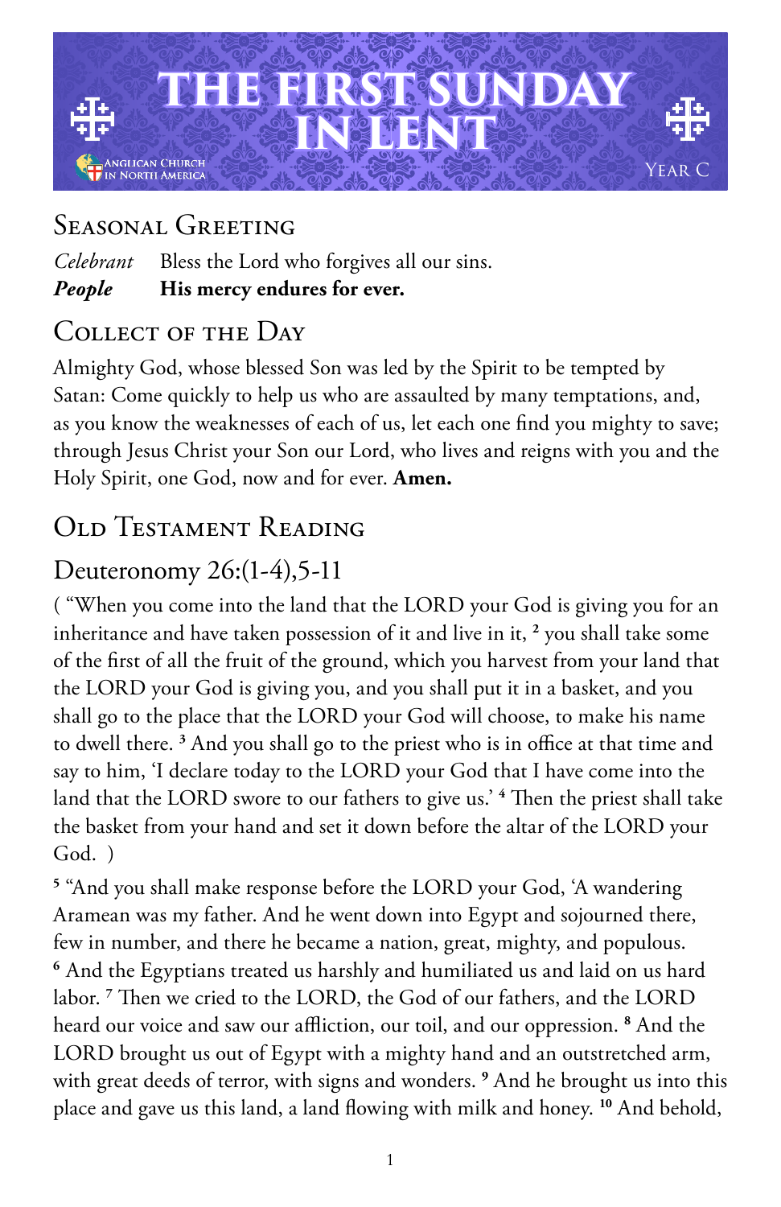# THE FIRST SUNDAY IN LENT

Anglican Church in North America

Year C

## Seasonal Greeting

*Celebrant* Bless the Lord who forgives all our sins.
***People*** **His mercy endures for ever.**

## Collect of the Day

Almighty God, whose blessed Son was led by the Spirit to be tempted by Satan: Come quickly to help us who are assaulted by many temptations, and, as you know the weaknesses of each of us, let each one find you mighty to save; through Jesus Christ your Son our Lord, who lives and reigns with you and the Holy Spirit, one God, now and for ever. **Amen.**

## Old Testament Reading

### Deuteronomy 26:(1-4),5-11

( "When you come into the land that the LORD your God is giving you for an inheritance and have taken possession of it and live in it, [2] you shall take some of the first of all the fruit of the ground, which you harvest from your land that the LORD your God is giving you, and you shall put it in a basket, and you shall go to the place that the LORD your God will choose, to make his name to dwell there. [3] And you shall go to the priest who is in office at that time and say to him, 'I declare today to the LORD your God that I have come into the land that the LORD swore to our fathers to give us.' [4] Then the priest shall take the basket from your hand and set it down before the altar of the LORD your God. )

[5] "And you shall make response before the LORD your God, 'A wandering Aramean was my father. And he went down into Egypt and sojourned there, few in number, and there he became a nation, great, mighty, and populous. [6] And the Egyptians treated us harshly and humiliated us and laid on us hard labor. [7] Then we cried to the LORD, the God of our fathers, and the LORD heard our voice and saw our affliction, our toil, and our oppression. [8] And the LORD brought us out of Egypt with a mighty hand and an outstretched arm, with great deeds of terror, with signs and wonders. [9] And he brought us into this place and gave us this land, a land flowing with milk and honey. [10] And behold,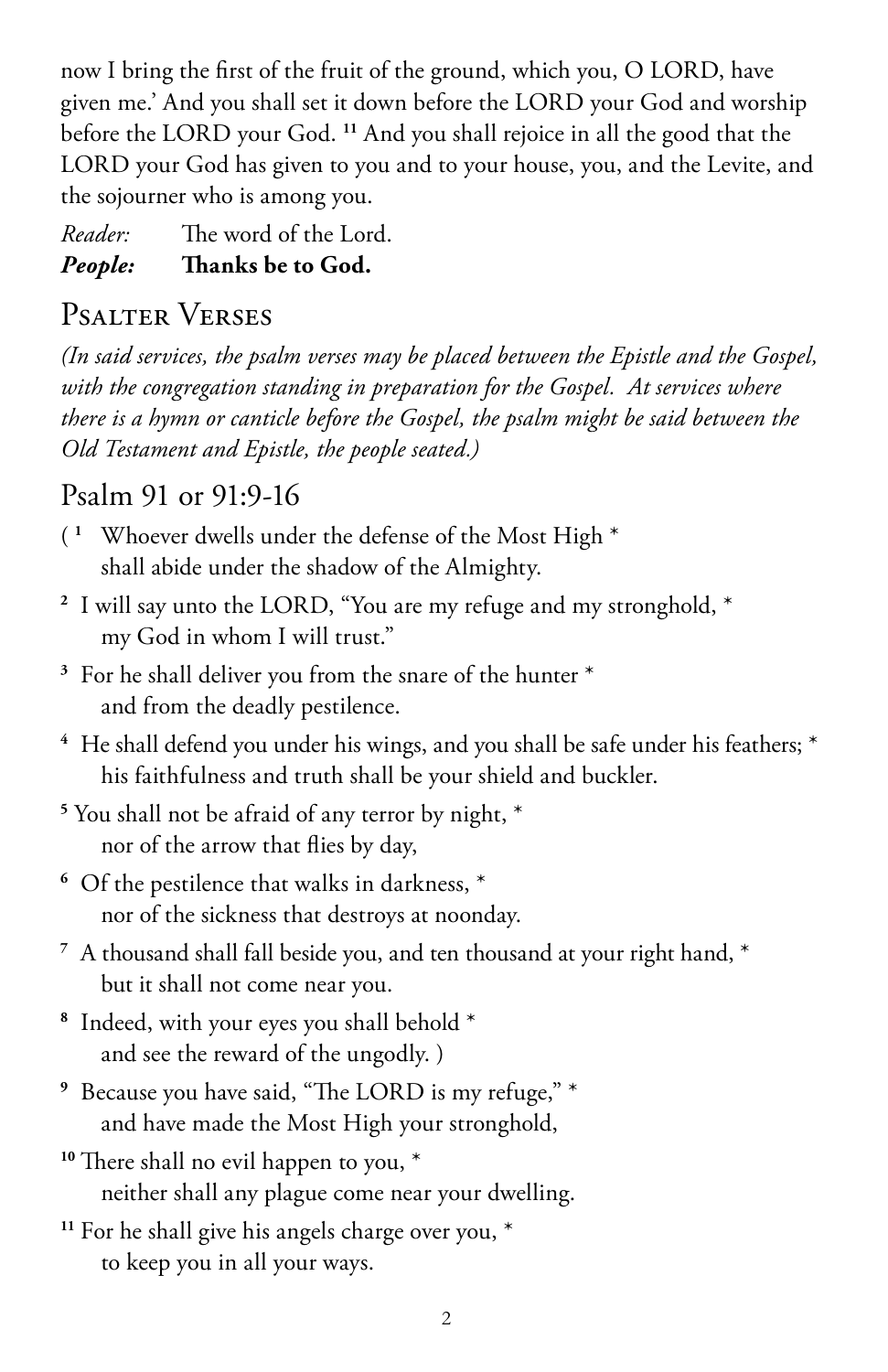now I bring the first of the fruit of the ground, which you, O LORD, have given me.' And you shall set it down before the LORD your God and worship before the LORD your God. [11] And you shall rejoice in all the good that the LORD your God has given to you and to your house, you, and the Levite, and the sojourner who is among you.

*Reader:* The word of the Lord.
***People:*** **Thanks be to God.**

## Psalter Verses

*(In said services, the psalm verses may be placed between the Epistle and the Gospel, with the congregation standing in preparation for the Gospel. At services where there is a hymn or canticle before the Gospel, the psalm might be said between the Old Testament and Epistle, the people seated.)*

### Psalm 91 or 91:9-16

( [1] Whoever dwells under the defense of the Most High *
shall abide under the shadow of the Almighty.

[2] I will say unto the LORD, "You are my refuge and my stronghold, *
my God in whom I will trust."

[3] For he shall deliver you from the snare of the hunter *
and from the deadly pestilence.

[4] He shall defend you under his wings, and you shall be safe under his feathers; *
his faithfulness and truth shall be your shield and buckler.

[5] You shall not be afraid of any terror by night, *
nor of the arrow that flies by day,

[6] Of the pestilence that walks in darkness, *
nor of the sickness that destroys at noonday.

[7] A thousand shall fall beside you, and ten thousand at your right hand, *
but it shall not come near you.

[8] Indeed, with your eyes you shall behold *
and see the reward of the ungodly. )

[9] Because you have said, "The LORD is my refuge," *
and have made the Most High your stronghold,

[10] There shall no evil happen to you, *
neither shall any plague come near your dwelling.

[11] For he shall give his angels charge over you, *
to keep you in all your ways.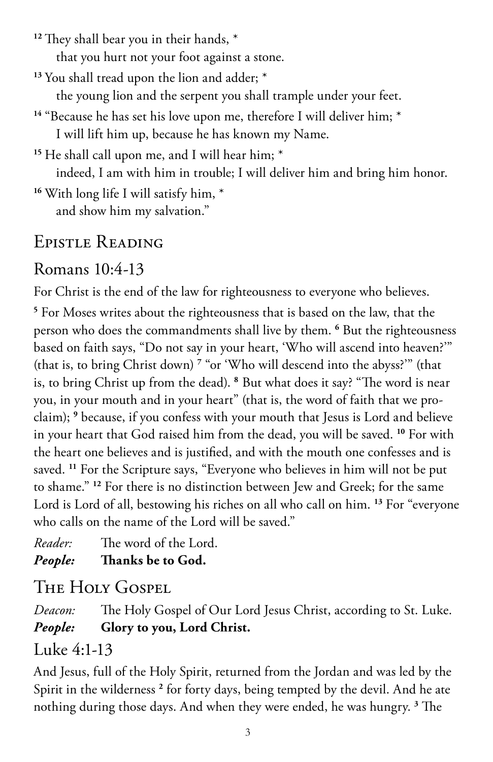[12] They shall bear you in their hands, *
 that you hurt not your foot against a stone.

[13] You shall tread upon the lion and adder; *
 the young lion and the serpent you shall trample under your feet.

[14] "Because he has set his love upon me, therefore I will deliver him; *
 I will lift him up, because he has known my Name.

[15] He shall call upon me, and I will hear him; *
 indeed, I am with him in trouble; I will deliver him and bring him honor.

[16] With long life I will satisfy him, *
 and show him my salvation."

## Epistle Reading

### Romans 10:4-13

For Christ is the end of the law for righteousness to everyone who believes. [5] For Moses writes about the righteousness that is based on the law, that the person who does the commandments shall live by them. [6] But the righteousness based on faith says, "Do not say in your heart, 'Who will ascend into heaven?'" (that is, to bring Christ down) [7] "or 'Who will descend into the abyss?'" (that is, to bring Christ up from the dead). [8] But what does it say? "The word is near you, in your mouth and in your heart" (that is, the word of faith that we proclaim); [9] because, if you confess with your mouth that Jesus is Lord and believe in your heart that God raised him from the dead, you will be saved. [10] For with the heart one believes and is justified, and with the mouth one confesses and is saved. [11] For the Scripture says, "Everyone who believes in him will not be put to shame." [12] For there is no distinction between Jew and Greek; for the same Lord is Lord of all, bestowing his riches on all who call on him. [13] For "everyone who calls on the name of the Lord will be saved."

*Reader:* The word of the Lord.
***People:*** **Thanks be to God.**

## The Holy Gospel

*Deacon:* The Holy Gospel of Our Lord Jesus Christ, according to St. Luke.
***People:*** **Glory to you, Lord Christ.**

### Luke 4:1-13

And Jesus, full of the Holy Spirit, returned from the Jordan and was led by the Spirit in the wilderness [2] for forty days, being tempted by the devil. And he ate nothing during those days. And when they were ended, he was hungry. [3] The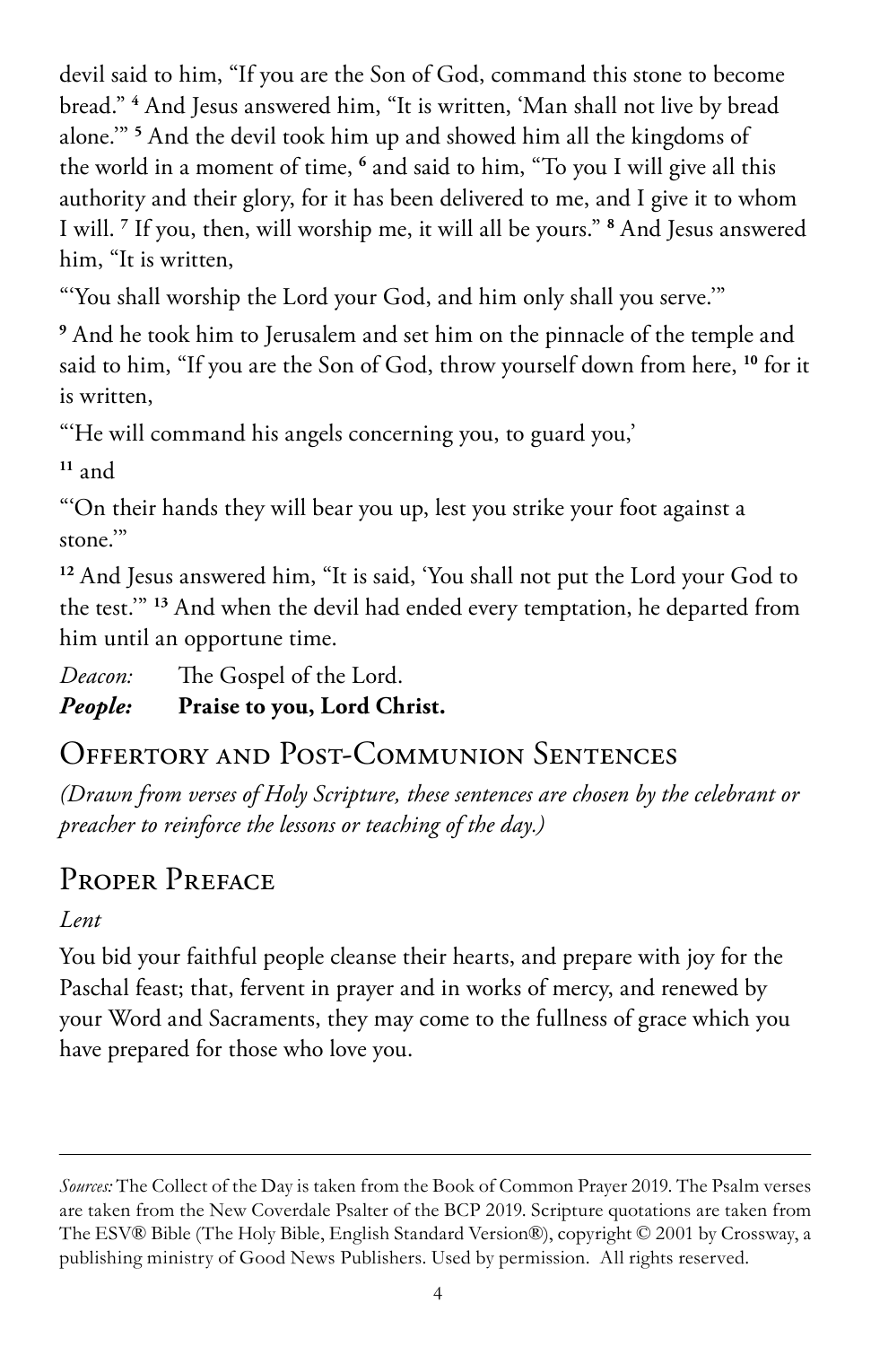devil said to him, "If you are the Son of God, command this stone to become bread." [4] And Jesus answered him, "It is written, 'Man shall not live by bread alone.'" [5] And the devil took him up and showed him all the kingdoms of the world in a moment of time, [6] and said to him, "To you I will give all this authority and their glory, for it has been delivered to me, and I give it to whom I will. [7] If you, then, will worship me, it will all be yours." [8] And Jesus answered him, "It is written,

"'You shall worship the Lord your God, and him only shall you serve.'"

[9] And he took him to Jerusalem and set him on the pinnacle of the temple and said to him, "If you are the Son of God, throw yourself down from here, [10] for it is written,

"'He will command his angels concerning you, to guard you,'

[11] and

"'On their hands they will bear you up, lest you strike your foot against a stone.'"

[12] And Jesus answered him, "It is said, 'You shall not put the Lord your God to the test.'" [13] And when the devil had ended every temptation, he departed from him until an opportune time.

*Deacon:* The Gospel of the Lord.
***People:*** **Praise to you, Lord Christ.**

## Offertory and Post-Communion Sentences

*(Drawn from verses of Holy Scripture, these sentences are chosen by the celebrant or preacher to reinforce the lessons or teaching of the day.)*

## Proper Preface

*Lent*

You bid your faithful people cleanse their hearts, and prepare with joy for the Paschal feast; that, fervent in prayer and in works of mercy, and renewed by your Word and Sacraments, they may come to the fullness of grace which you have prepared for those who love you.

---

*Sources:* The Collect of the Day is taken from the Book of Common Prayer 2019. The Psalm verses are taken from the New Coverdale Psalter of the BCP 2019. Scripture quotations are taken from The ESV® Bible (The Holy Bible, English Standard Version®), copyright © 2001 by Crossway, a publishing ministry of Good News Publishers. Used by permission. All rights reserved.